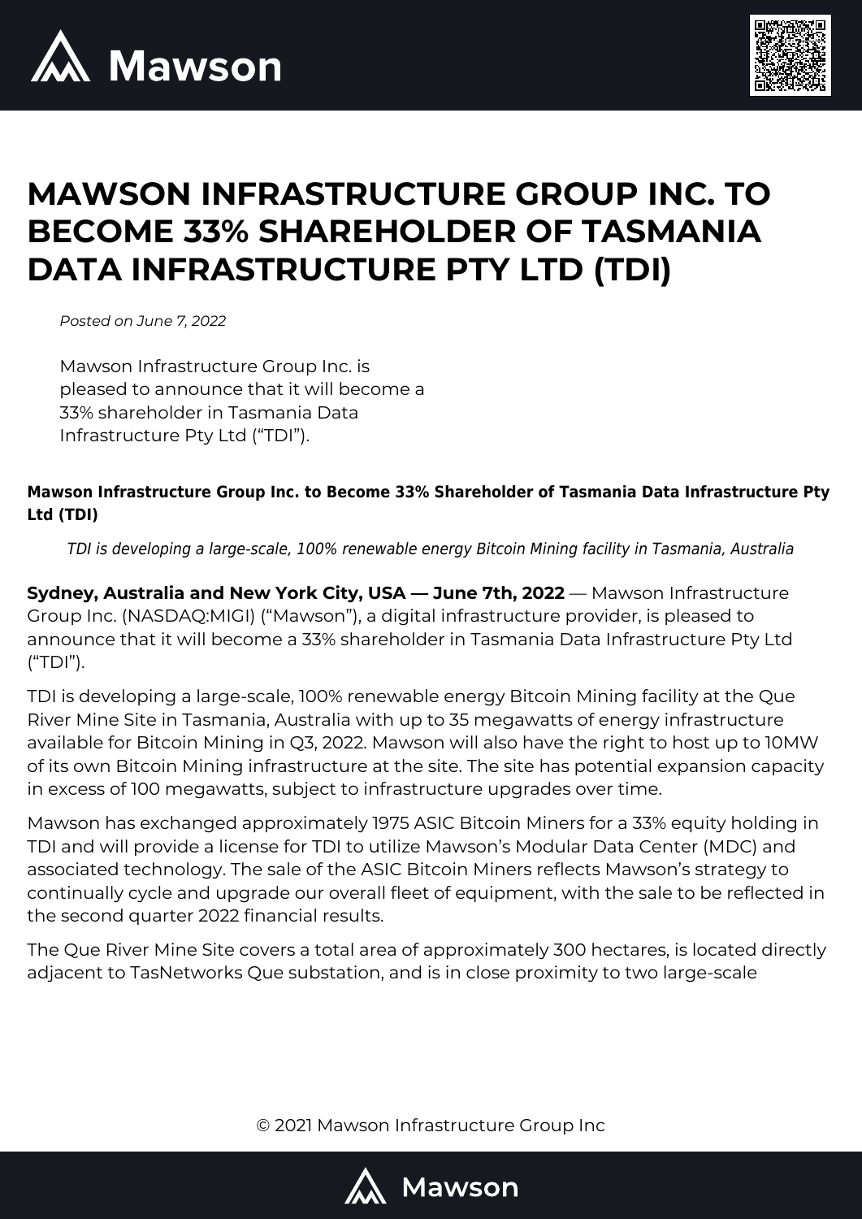# MAWSON INFRASTRUCTURE GROUP INC. TO BECOME 33% SHAREHOLDER OF TASMANIA DATA INFRASTRUCTURE PTY LTD (TDI)

*Posted on June 7, 2022*

Mawson Infrastructure Group Inc. is pleased to announce that it will become a 33% shareholder in Tasmania Data Infrastructure Pty Ltd ("TDI").

**Mawson Infrastructure Group Inc. to Become 33% Shareholder of Tasmania Data Infrastructure Pty Ltd (TDI)**

*TDI is developing a large-scale, 100% renewable energy Bitcoin Mining facility in Tasmania, Australia*

**Sydney, Australia and New York City, USA — June 7th, 2022** — Mawson Infrastructure Group Inc. (NASDAQ:MIGI) ("Mawson"), a digital infrastructure provider, is pleased to announce that it will become a 33% shareholder in Tasmania Data Infrastructure Pty Ltd ("TDI").

TDI is developing a large-scale, 100% renewable energy Bitcoin Mining facility at the Que River Mine Site in Tasmania, Australia with up to 35 megawatts of energy infrastructure available for Bitcoin Mining in Q3, 2022. Mawson will also have the right to host up to 10MW of its own Bitcoin Mining infrastructure at the site. The site has potential expansion capacity in excess of 100 megawatts, subject to infrastructure upgrades over time.

Mawson has exchanged approximately 1975 ASIC Bitcoin Miners for a 33% equity holding in TDI and will provide a license for TDI to utilize Mawson's Modular Data Center (MDC) and associated technology. The sale of the ASIC Bitcoin Miners reflects Mawson's strategy to continually cycle and upgrade our overall fleet of equipment, with the sale to be reflected in the second quarter 2022 financial results.

The Que River Mine Site covers a total area of approximately 300 hectares, is located directly adjacent to TasNetworks Que substation, and is in close proximity to two large-scale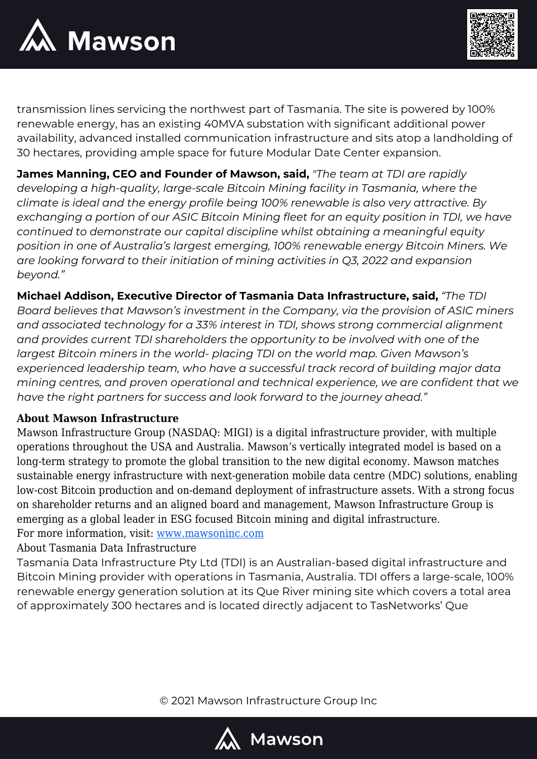transmission lines servicing the northwest part of Tasmania. The site is powered by 100% renewable energy, has an existing 40MVA substation with significant additional power availability, advanced installed communication infrastructure and sits atop a landholding of 30 hectares, providing ample space for future Modular Date Center expansion.

**James Manning, CEO and Founder of Mawson, said,** *"The team at TDI are rapidly developing a high-quality, large-scale Bitcoin Mining facility in Tasmania, where the climate is ideal and the energy profile being 100% renewable is also very attractive. By exchanging a portion of our ASIC Bitcoin Mining fleet for an equity position in TDI, we have continued to demonstrate our capital discipline whilst obtaining a meaningful equity position in one of Australia's largest emerging, 100% renewable energy Bitcoin Miners. We are looking forward to their initiation of mining activities in Q3, 2022 and expansion beyond."*

**Michael Addison, Executive Director of Tasmania Data Infrastructure, said,** *"The TDI Board believes that Mawson's investment in the Company, via the provision of ASIC miners and associated technology for a 33% interest in TDI, shows strong commercial alignment and provides current TDI shareholders the opportunity to be involved with one of the largest Bitcoin miners in the world- placing TDI on the world map. Given Mawson's experienced leadership team, who have a successful track record of building major data mining centres, and proven operational and technical experience, we are confident that we have the right partners for success and look forward to the journey ahead."*

**About Mawson Infrastructure**

Mawson Infrastructure Group (NASDAQ: MIGI) is a digital infrastructure provider, with multiple operations throughout the USA and Australia. Mawson's vertically integrated model is based on a long-term strategy to promote the global transition to the new digital economy. Mawson matches sustainable energy infrastructure with next-generation mobile data centre (MDC) solutions, enabling low-cost Bitcoin production and on-demand deployment of infrastructure assets. With a strong focus on shareholder returns and an aligned board and management, Mawson Infrastructure Group is emerging as a global leader in ESG focused Bitcoin mining and digital infrastructure.

For more information, visit: [www.mawsoninc.com](www.mawsoninc.com)

About Tasmania Data Infrastructure

Tasmania Data Infrastructure Pty Ltd (TDI) is an Australian-based digital infrastructure and Bitcoin Mining provider with operations in Tasmania, Australia. TDI offers a large-scale, 100% renewable energy generation solution at its Que River mining site which covers a total area of approximately 300 hectares and is located directly adjacent to TasNetworks' Que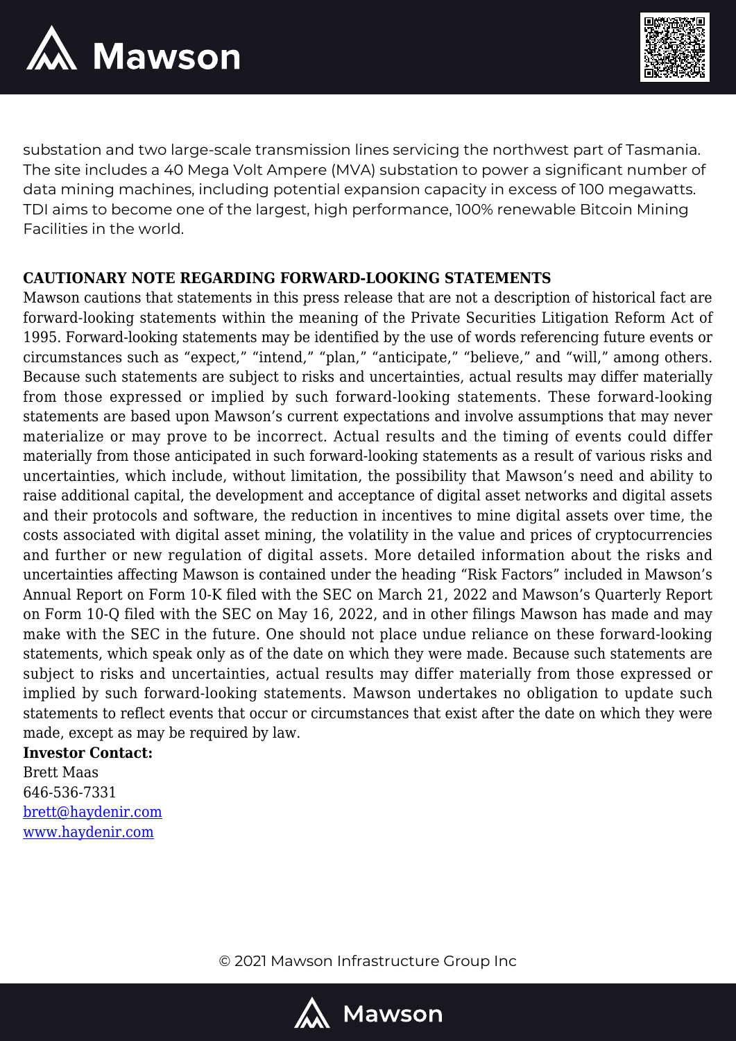substation and two large-scale transmission lines servicing the northwest part of Tasmania. The site includes a 40 Mega Volt Ampere (MVA) substation to power a significant number of data mining machines, including potential expansion capacity in excess of 100 megawatts. TDI aims to become one of the largest, high performance, 100% renewable Bitcoin Mining Facilities in the world.

**CAUTIONARY NOTE REGARDING FORWARD-LOOKING STATEMENTS**

Mawson cautions that statements in this press release that are not a description of historical fact are forward-looking statements within the meaning of the Private Securities Litigation Reform Act of 1995. Forward-looking statements may be identified by the use of words referencing future events or circumstances such as "expect," "intend," "plan," "anticipate," "believe," and "will," among others. Because such statements are subject to risks and uncertainties, actual results may differ materially from those expressed or implied by such forward-looking statements. These forward-looking statements are based upon Mawson's current expectations and involve assumptions that may never materialize or may prove to be incorrect. Actual results and the timing of events could differ materially from those anticipated in such forward-looking statements as a result of various risks and uncertainties, which include, without limitation, the possibility that Mawson's need and ability to raise additional capital, the development and acceptance of digital asset networks and digital assets and their protocols and software, the reduction in incentives to mine digital assets over time, the costs associated with digital asset mining, the volatility in the value and prices of cryptocurrencies and further or new regulation of digital assets. More detailed information about the risks and uncertainties affecting Mawson is contained under the heading "Risk Factors" included in Mawson's Annual Report on Form 10-K filed with the SEC on March 21, 2022 and Mawson's Quarterly Report on Form 10-Q filed with the SEC on May 16, 2022, and in other filings Mawson has made and may make with the SEC in the future. One should not place undue reliance on these forward-looking statements, which speak only as of the date on which they were made. Because such statements are subject to risks and uncertainties, actual results may differ materially from those expressed or implied by such forward-looking statements. Mawson undertakes no obligation to update such statements to reflect events that occur or circumstances that exist after the date on which they were made, except as may be required by law.

**Investor Contact:**
Brett Maas
646-536-7331
brett@haydenir.com
www.haydenir.com

© 2021 Mawson Infrastructure Group Inc